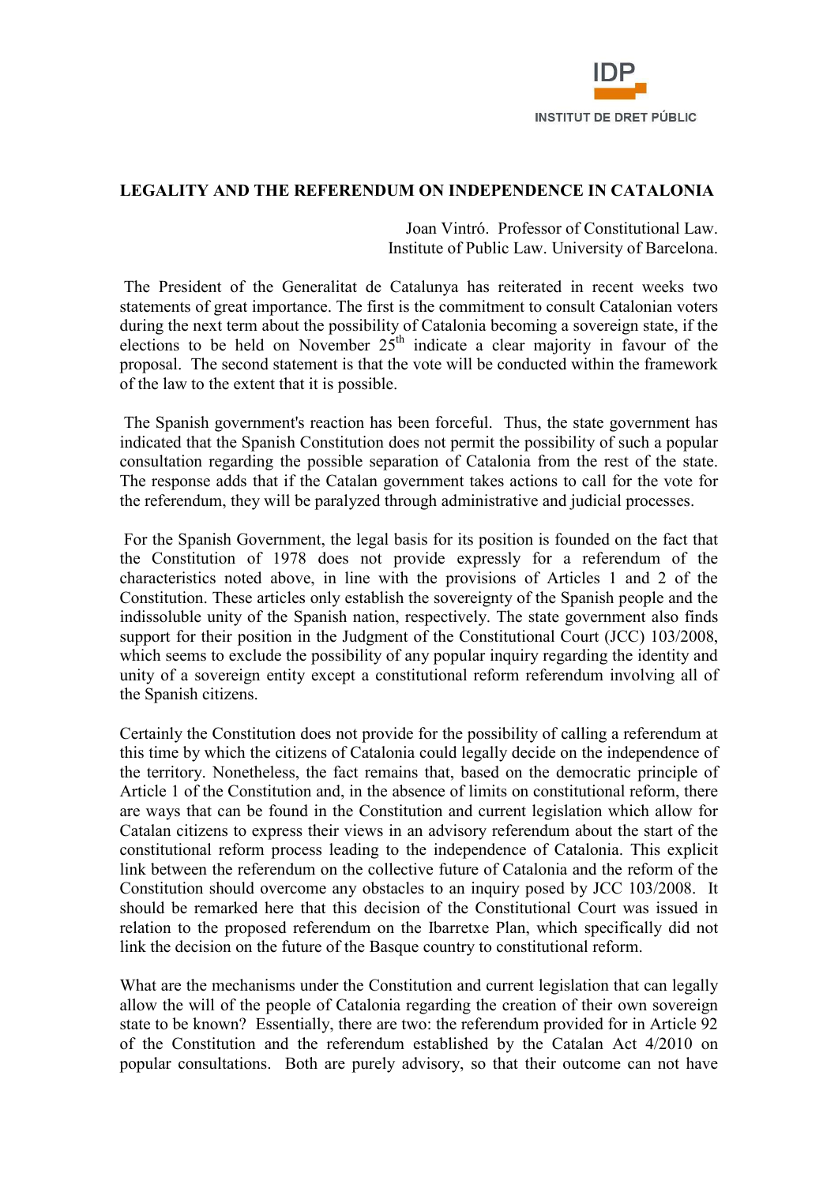**LEGALITY AND THE REFERENDUM ON INDEPENDENCE IN CATALONIA**

Joan Vintró. Professor of Constitutional Law.
Institute of Public Law. University of Barcelona.

The President of the Generalitat de Catalunya has reiterated in recent weeks two statements of great importance. The first is the commitment to consult Catalonian voters during the next term about the possibility of Catalonia becoming a sovereign state, if the elections to be held on November 25th indicate a clear majority in favour of the proposal. The second statement is that the vote will be conducted within the framework of the law to the extent that it is possible.

The Spanish government's reaction has been forceful. Thus, the state government has indicated that the Spanish Constitution does not permit the possibility of such a popular consultation regarding the possible separation of Catalonia from the rest of the state. The response adds that if the Catalan government takes actions to call for the vote for the referendum, they will be paralyzed through administrative and judicial processes.

For the Spanish Government, the legal basis for its position is founded on the fact that the Constitution of 1978 does not provide expressly for a referendum of the characteristics noted above, in line with the provisions of Articles 1 and 2 of the Constitution. These articles only establish the sovereignty of the Spanish people and the indissoluble unity of the Spanish nation, respectively. The state government also finds support for their position in the Judgment of the Constitutional Court (JCC) 103/2008, which seems to exclude the possibility of any popular inquiry regarding the identity and unity of a sovereign entity except a constitutional reform referendum involving all of the Spanish citizens.

Certainly the Constitution does not provide for the possibility of calling a referendum at this time by which the citizens of Catalonia could legally decide on the independence of the territory. Nonetheless, the fact remains that, based on the democratic principle of Article 1 of the Constitution and, in the absence of limits on constitutional reform, there are ways that can be found in the Constitution and current legislation which allow for Catalan citizens to express their views in an advisory referendum about the start of the constitutional reform process leading to the independence of Catalonia. This explicit link between the referendum on the collective future of Catalonia and the reform of the Constitution should overcome any obstacles to an inquiry posed by JCC 103/2008. It should be remarked here that this decision of the Constitutional Court was issued in relation to the proposed referendum on the Ibarretxe Plan, which specifically did not link the decision on the future of the Basque country to constitutional reform.

What are the mechanisms under the Constitution and current legislation that can legally allow the will of the people of Catalonia regarding the creation of their own sovereign state to be known? Essentially, there are two: the referendum provided for in Article 92 of the Constitution and the referendum established by the Catalan Act 4/2010 on popular consultations. Both are purely advisory, so that their outcome can not have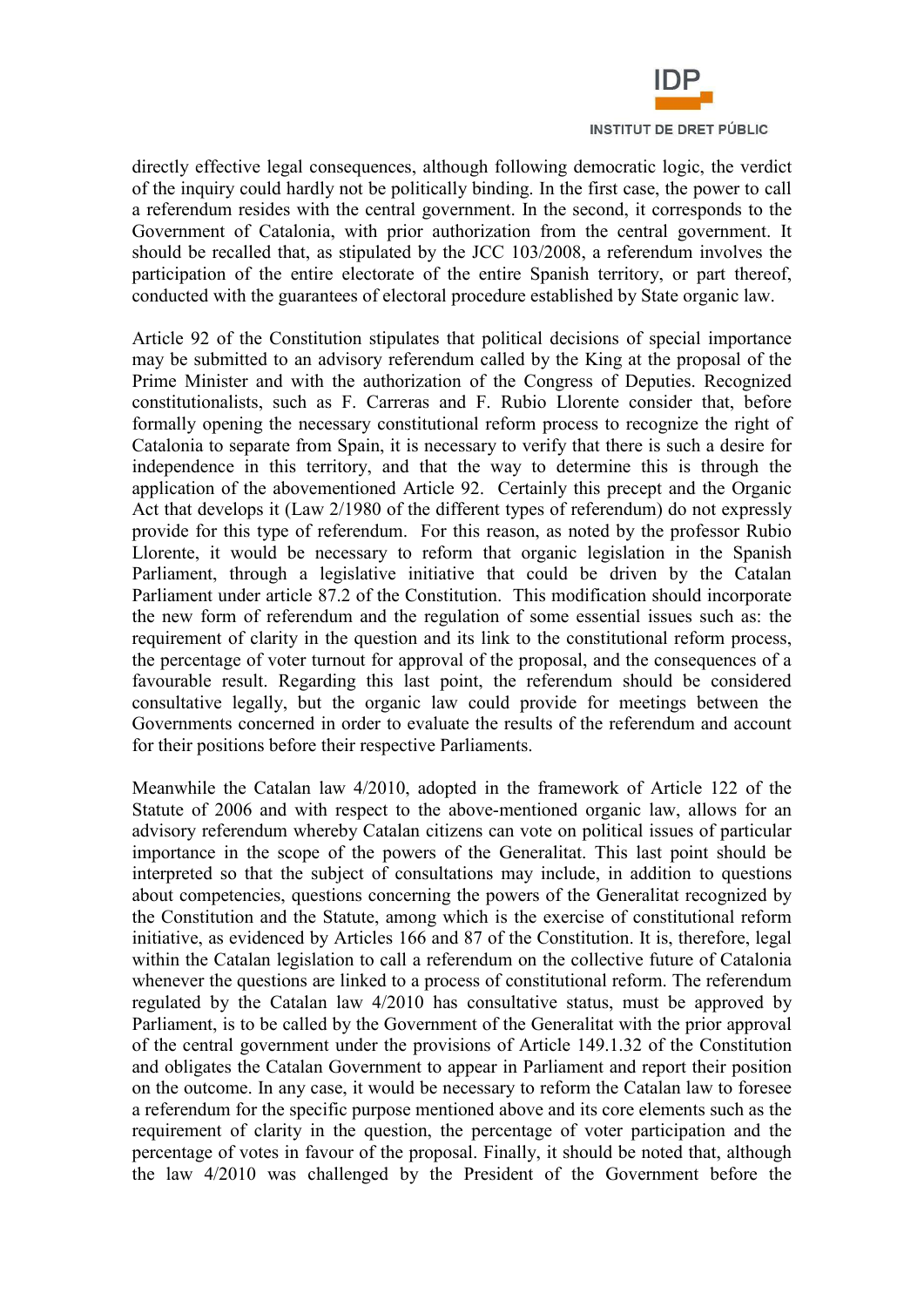directly effective legal consequences, although following democratic logic, the verdict of the inquiry could hardly not be politically binding. In the first case, the power to call a referendum resides with the central government. In the second, it corresponds to the Government of Catalonia, with prior authorization from the central government. It should be recalled that, as stipulated by the JCC 103/2008, a referendum involves the participation of the entire electorate of the entire Spanish territory, or part thereof, conducted with the guarantees of electoral procedure established by State organic law.

Article 92 of the Constitution stipulates that political decisions of special importance may be submitted to an advisory referendum called by the King at the proposal of the Prime Minister and with the authorization of the Congress of Deputies. Recognized constitutionalists, such as F. Carreras and F. Rubio Llorente consider that, before formally opening the necessary constitutional reform process to recognize the right of Catalonia to separate from Spain, it is necessary to verify that there is such a desire for independence in this territory, and that the way to determine this is through the application of the abovementioned Article 92. Certainly this precept and the Organic Act that develops it (Law 2/1980 of the different types of referendum) do not expressly provide for this type of referendum. For this reason, as noted by the professor Rubio Llorente, it would be necessary to reform that organic legislation in the Spanish Parliament, through a legislative initiative that could be driven by the Catalan Parliament under article 87.2 of the Constitution. This modification should incorporate the new form of referendum and the regulation of some essential issues such as: the requirement of clarity in the question and its link to the constitutional reform process, the percentage of voter turnout for approval of the proposal, and the consequences of a favourable result. Regarding this last point, the referendum should be considered consultative legally, but the organic law could provide for meetings between the Governments concerned in order to evaluate the results of the referendum and account for their positions before their respective Parliaments.

Meanwhile the Catalan law 4/2010, adopted in the framework of Article 122 of the Statute of 2006 and with respect to the above-mentioned organic law, allows for an advisory referendum whereby Catalan citizens can vote on political issues of particular importance in the scope of the powers of the Generalitat. This last point should be interpreted so that the subject of consultations may include, in addition to questions about competencies, questions concerning the powers of the Generalitat recognized by the Constitution and the Statute, among which is the exercise of constitutional reform initiative, as evidenced by Articles 166 and 87 of the Constitution. It is, therefore, legal within the Catalan legislation to call a referendum on the collective future of Catalonia whenever the questions are linked to a process of constitutional reform. The referendum regulated by the Catalan law 4/2010 has consultative status, must be approved by Parliament, is to be called by the Government of the Generalitat with the prior approval of the central government under the provisions of Article 149.1.32 of the Constitution and obligates the Catalan Government to appear in Parliament and report their position on the outcome. In any case, it would be necessary to reform the Catalan law to foresee a referendum for the specific purpose mentioned above and its core elements such as the requirement of clarity in the question, the percentage of voter participation and the percentage of votes in favour of the proposal. Finally, it should be noted that, although the law 4/2010 was challenged by the President of the Government before the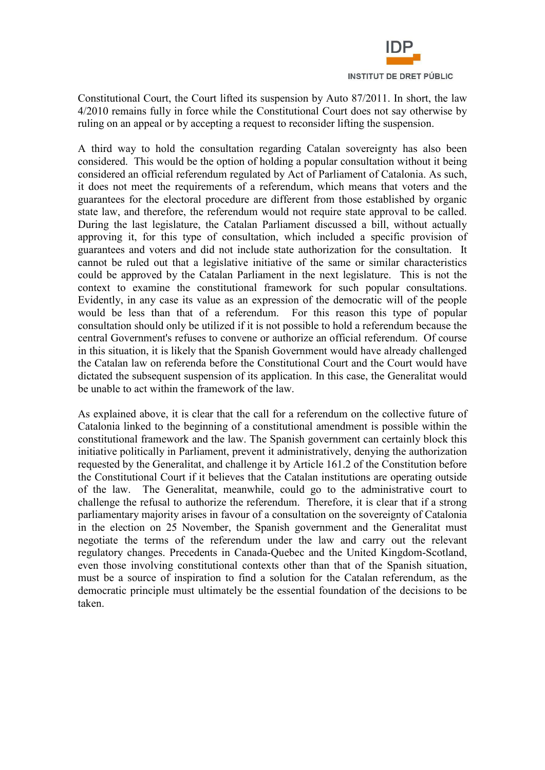Constitutional Court, the Court lifted its suspension by Auto 87/2011. In short, the law 4/2010 remains fully in force while the Constitutional Court does not say otherwise by ruling on an appeal or by accepting a request to reconsider lifting the suspension.

A third way to hold the consultation regarding Catalan sovereignty has also been considered. This would be the option of holding a popular consultation without it being considered an official referendum regulated by Act of Parliament of Catalonia. As such, it does not meet the requirements of a referendum, which means that voters and the guarantees for the electoral procedure are different from those established by organic state law, and therefore, the referendum would not require state approval to be called. During the last legislature, the Catalan Parliament discussed a bill, without actually approving it, for this type of consultation, which included a specific provision of guarantees and voters and did not include state authorization for the consultation. It cannot be ruled out that a legislative initiative of the same or similar characteristics could be approved by the Catalan Parliament in the next legislature. This is not the context to examine the constitutional framework for such popular consultations. Evidently, in any case its value as an expression of the democratic will of the people would be less than that of a referendum. For this reason this type of popular consultation should only be utilized if it is not possible to hold a referendum because the central Government's refuses to convene or authorize an official referendum. Of course in this situation, it is likely that the Spanish Government would have already challenged the Catalan law on referenda before the Constitutional Court and the Court would have dictated the subsequent suspension of its application. In this case, the Generalitat would be unable to act within the framework of the law.

As explained above, it is clear that the call for a referendum on the collective future of Catalonia linked to the beginning of a constitutional amendment is possible within the constitutional framework and the law. The Spanish government can certainly block this initiative politically in Parliament, prevent it administratively, denying the authorization requested by the Generalitat, and challenge it by Article 161.2 of the Constitution before the Constitutional Court if it believes that the Catalan institutions are operating outside of the law. The Generalitat, meanwhile, could go to the administrative court to challenge the refusal to authorize the referendum. Therefore, it is clear that if a strong parliamentary majority arises in favour of a consultation on the sovereignty of Catalonia in the election on 25 November, the Spanish government and the Generalitat must negotiate the terms of the referendum under the law and carry out the relevant regulatory changes. Precedents in Canada-Quebec and the United Kingdom-Scotland, even those involving constitutional contexts other than that of the Spanish situation, must be a source of inspiration to find a solution for the Catalan referendum, as the democratic principle must ultimately be the essential foundation of the decisions to be taken.